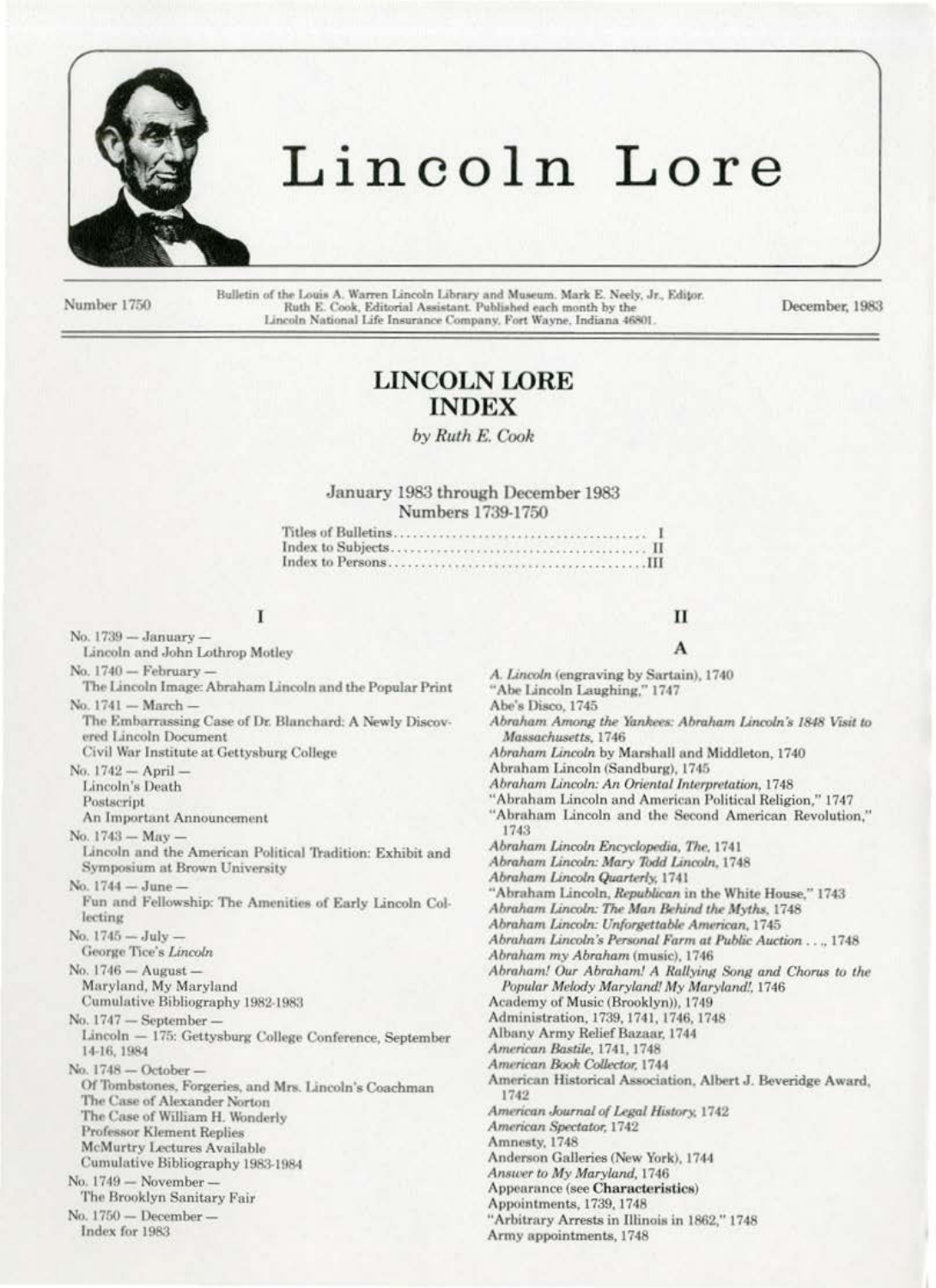# Lincoln Lore

Number 1750

Bulletin of the Louis A. Warren Lincoln Library and Museum. Mark E. Neely, Jr., Editor. Ruth E. Cook, Editorial Assistant. Published each month by the Lincoln National Life Insurance Company, Fort Wayne, Indiana 46801.

December, 1983

## LINCOLN LORE INDEX

*by Ruth E. Cook*

January 1983 through December 1983
Numbers 1739-1750

Titles of Bulletins.......................................... I
Index to Subjects.......................................... II
Index to Persons..........................................III

## I

No. 1739 — January —
Lincoln and John Lothrop Motley

No. 1740 — February —
The Lincoln Image: Abraham Lincoln and the Popular Print

No. 1741 — March —
The Embarrassing Case of Dr. Blanchard: A Newly Discovered Lincoln Document
Civil War Institute at Gettysburg College

No. 1742 — April —
Lincoln's Death
Postscript
An Important Announcement

No. 1743 — May —
Lincoln and the American Political Tradition: Exhibit and Symposium at Brown University

No. 1744 — June —
Fun and Fellowship: The Amenities of Early Lincoln Collecting

No. 1745 — July —
George Tice's *Lincoln*

No. 1746 — August —
Maryland, My Maryland
Cumulative Bibliography 1982-1983

No. 1747 — September —
Lincoln — 175: Gettysburg College Conference, September 14-16, 1984

No. 1748 — October —
Of Tombstones, Forgeries, and Mrs. Lincoln's Coachman
The Case of Alexander Norton
The Case of William H. Wonderly
Professor Klement Replies
McMurtry Lectures Available
Cumulative Bibliography 1983-1984

No. 1749 — November —
The Brooklyn Sanitary Fair

No. 1750 — December —
Index for 1983

## II

### A

*A. Lincoln* (engraving by Sartain), 1740
"Abe Lincoln Laughing," 1747
Abe's Disco, 1745
*Abraham Among the Yankees: Abraham Lincoln's 1848 Visit to Massachusetts*, 1746
*Abraham Lincoln* by Marshall and Middleton, 1740
Abraham Lincoln (Sandburg), 1745
*Abraham Lincoln: An Oriental Interpretation*, 1748
"Abraham Lincoln and American Political Religion," 1747
"Abraham Lincoln and the Second American Revolution," 1743
*Abraham Lincoln Encyclopedia, The*, 1741
*Abraham Lincoln: Mary Todd Lincoln*, 1748
*Abraham Lincoln Quarterly*, 1741
"Abraham Lincoln, *Republican* in the White House," 1743
*Abraham Lincoln: The Man Behind the Myths*, 1748
*Abraham Lincoln: Unforgettable American*, 1745
*Abraham Lincoln's Personal Farm at Public Auction . . .*, 1748
*Abraham my Abraham* (music), 1746
*Abraham! Our Abraham! A Rallying Song and Chorus to the Popular Melody Maryland! My Maryland!*, 1746
Academy of Music (Brooklyn)), 1749
Administration, 1739, 1741, 1746, 1748
Albany Army Relief Bazaar, 1744
*American Bastile*, 1741, 1748
*American Book Collector*, 1744
American Historical Association, Albert J. Beveridge Award, 1742
*American Journal of Legal History*, 1742
*American Spectator*, 1742
Amnesty, 1748
Anderson Galleries (New York), 1744
*Answer to My Maryland*, 1746
Appearance (see **Characteristics**)
Appointments, 1739, 1748
"Arbitrary Arrests in Illinois in 1862," 1748
Army appointments, 1748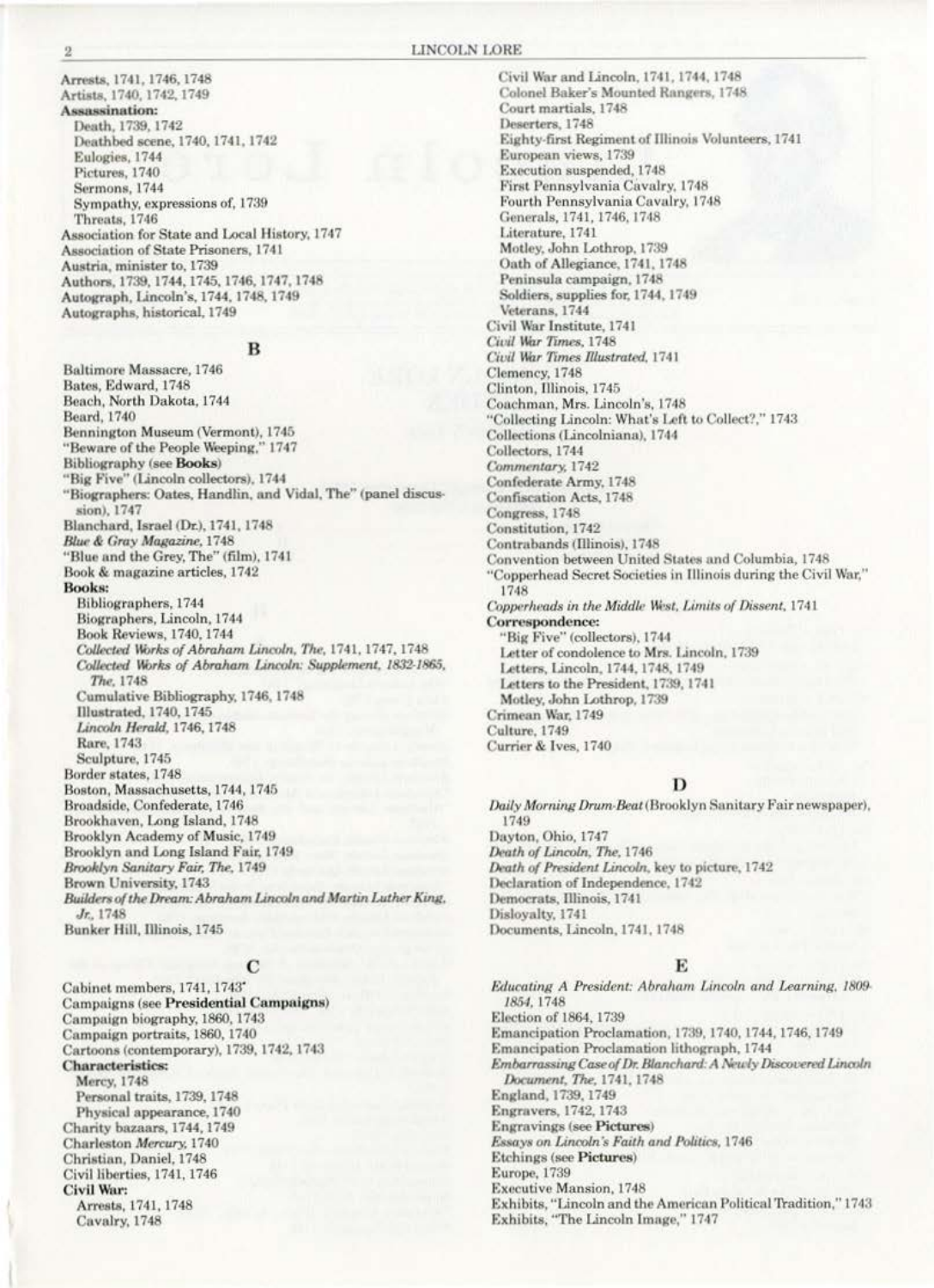Arrests, 1741, 1746, 1748
Artists, 1740, 1742, 1749
**Assassination:**
  Death, 1739, 1742
  Deathbed scene, 1740, 1741, 1742
  Eulogies, 1744
  Pictures, 1740
  Sermons, 1744
  Sympathy, expressions of, 1739
  Threats, 1746
Association for State and Local History, 1747
Association of State Prisoners, 1741
Austria, minister to, 1739
Authors, 1739, 1744, 1745, 1746, 1747, 1748
Autograph, Lincoln's, 1744, 1748, 1749
Autographs, historical, 1749

## B

Baltimore Massacre, 1746
Bates, Edward, 1748
Beach, North Dakota, 1744
Beard, 1740
Bennington Museum (Vermont), 1745
"Beware of the People Weeping," 1747
Bibliography (see **Books**)
"Big Five" (Lincoln collectors), 1744
"Biographers: Oates, Handlin, and Vidal, The" (panel discussion), 1747
Blanchard, Israel (Dr.), 1741, 1748
*Blue & Gray Magazine*, 1748
"Blue and the Grey, The" (film), 1741
Book & magazine articles, 1742
**Books:**
  Bibliographers, 1744
  Biographers, Lincoln, 1744
  Book Reviews, 1740, 1744
  *Collected Works of Abraham Lincoln, The*, 1741, 1747, 1748
  *Collected Works of Abraham Lincoln: Supplement, 1832-1865, The*, 1748
  Cumulative Bibliography, 1746, 1748
  Illustrated, 1740, 1745
  *Lincoln Herald*, 1746, 1748
  Rare, 1743
  Sculpture, 1745
Border states, 1748
Boston, Massachusetts, 1744, 1745
Broadside, Confederate, 1746
Brookhaven, Long Island, 1748
Brooklyn Academy of Music, 1749
Brooklyn and Long Island Fair, 1749
*Brooklyn Sanitary Fair, The*, 1749
Brown University, 1743
*Builders of the Dream: Abraham Lincoln and Martin Luther King, Jr.*, 1748
Bunker Hill, Illinois, 1745

## C

Cabinet members, 1741, 1743
Campaigns (see **Presidential Campaigns**)
Campaign biography, 1860, 1743
Campaign portraits, 1860, 1740
Cartoons (contemporary), 1739, 1742, 1743
**Characteristics:**
  Mercy, 1748
  Personal traits, 1739, 1748
  Physical appearance, 1740
Charity bazaars, 1744, 1749
Charleston *Mercury*, 1740
Christian, Daniel, 1748
Civil liberties, 1741, 1746
**Civil War:**
  Arrests, 1741, 1748
  Cavalry, 1748
  Civil War and Lincoln, 1741, 1744, 1748
  Colonel Baker's Mounted Rangers, 1748
  Court martials, 1748
  Deserters, 1748
  Eighty-first Regiment of Illinois Volunteers, 1741
  European views, 1739
  Execution suspended, 1748
  First Pennsylvania Cavalry, 1748
  Fourth Pennsylvania Cavalry, 1748
  Generals, 1741, 1746, 1748
  Literature, 1741
  Motley, John Lothrop, 1739
  Oath of Allegiance, 1741, 1748
  Peninsula campaign, 1748
  Soldiers, supplies for, 1744, 1749
  Veterans, 1744
Civil War Institute, 1741
*Civil War Times*, 1748
*Civil War Times Illustrated*, 1741
Clemency, 1748
Clinton, Illinois, 1745
Coachman, Mrs. Lincoln's, 1748
"Collecting Lincoln: What's Left to Collect?," 1743
Collections (Lincolniana), 1744
Collectors, 1744
*Commentary*, 1742
Confederate Army, 1748
Confiscation Acts, 1748
Congress, 1748
Constitution, 1742
Contrabands (Illinois), 1748
Convention between United States and Columbia, 1748
"Copperhead Secret Societies in Illinois during the Civil War," 1748
*Copperheads in the Middle West, Limits of Dissent*, 1741
**Correspondence:**
  "Big Five" (collectors), 1744
  Letter of condolence to Mrs. Lincoln, 1739
  Letters, Lincoln, 1744, 1748, 1749
  Letters to the President, 1739, 1741
  Motley, John Lothrop, 1739
Crimean War, 1749
Culture, 1749
Currier & Ives, 1740

## D

*Daily Morning Drum-Beat* (Brooklyn Sanitary Fair newspaper), 1749
Dayton, Ohio, 1747
*Death of Lincoln, The*, 1746
*Death of President Lincoln*, key to picture, 1742
Declaration of Independence, 1742
Democrats, Illinois, 1741
Disloyalty, 1741
Documents, Lincoln, 1741, 1748

## E

*Educating A President: Abraham Lincoln and Learning, 1809-1854*, 1748
Election of 1864, 1739
Emancipation Proclamation, 1739, 1740, 1744, 1746, 1749
Emancipation Proclamation lithograph, 1744
*Embarrassing Case of Dr. Blanchard: A Newly Discovered Lincoln Document, The*, 1741, 1748
England, 1739, 1749
Engravers, 1742, 1743
Engravings (see **Pictures**)
*Essays on Lincoln's Faith and Politics*, 1746
Etchings (see **Pictures**)
Europe, 1739
Executive Mansion, 1748
Exhibits, "Lincoln and the American Political Tradition," 1743
Exhibits, "The Lincoln Image," 1747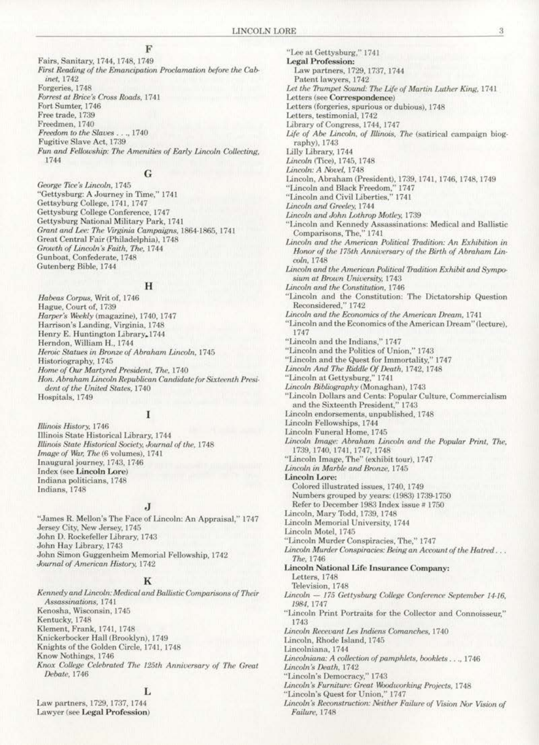## F

Fairs, Sanitary, 1744, 1748, 1749
*First Reading of the Emancipation Proclamation before the Cabinet*, 1742
Forgeries, 1748
*Forrest at Brice's Cross Roads*, 1741
Fort Sumter, 1746
Free trade, 1739
Freedmen, 1740
*Freedom to the Slaves . . .*, 1740
Fugitive Slave Act, 1739
*Fun and Fellowship: The Amenities of Early Lincoln Collecting*, 1744

## G

*George Tice's Lincoln*, 1745
"Gettysburg: A Journey in Time," 1741
Gettysburg College, 1741, 1747
Gettysburg College Conference, 1747
Gettysburg National Military Park, 1741
*Grant and Lee: The Virginia Campaigns*, 1864-1865, 1741
Great Central Fair (Philadelphia), 1748
*Growth of Lincoln's Faith, The*, 1744
Gunboat, Confederate, 1748
Gutenberg Bible, 1744

## H

*Habeas Corpus*, Writ of, 1746
Hague, Court of, 1739
*Harper's Weekly* (magazine), 1740, 1747
Harrison's Landing, Virginia, 1748
Henry E. Huntington Library, 1744
Herndon, William H., 1744
*Heroic Statues in Bronze of Abraham Lincoln*, 1745
Historiography, 1745
*Home of Our Martyred President, The*, 1740
*Hon. Abraham Lincoln Republican Candidate for Sixteenth President of the United States*, 1740
Hospitals, 1749

## I

*Illinois History*, 1746
Illinois State Historical Library, 1744
*Illinois State Historical Society, Journal of the*, 1748
*Image of War, The* (6 volumes), 1741
Inaugural journey, 1743, 1746
Index (see **Lincoln Lore**)
Indiana politicians, 1748
Indians, 1748

## J

"James R. Mellon's The Face of Lincoln: An Appraisal," 1747
Jersey City, New Jersey, 1745
John D. Rockefeller Library, 1743
John Hay Library, 1743
John Simon Guggenheim Memorial Fellowship, 1742
*Journal of American History*, 1742

## K

*Kennedy and Lincoln: Medical and Ballistic Comparisons of Their Assassinations*, 1741
Kenosha, Wisconsin, 1745
Kentucky, 1748
Klement, Frank, 1741, 1748
Knickerbocker Hall (Brooklyn), 1749
Knights of the Golden Circle, 1741, 1748
Know Nothings, 1746
*Knox College Celebrated The 125th Anniversary of The Great Debate*, 1746

## L

Law partners, 1729, 1737, 1744
Lawyer (see **Legal Profession**)
"Lee at Gettysburg," 1741
**Legal Profession:**
- Law partners, 1729, 1737, 1744
- Patent lawyers, 1742

*Let the Trumpet Sound: The Life of Martin Luther King*, 1741
Letters (see **Correspondence**)
Letters (forgeries, spurious or dubious), 1748
Letters, testimonial, 1742
Library of Congress, 1744, 1747
*Life of Abe Lincoln, of Illinois, The* (satirical campaign biography), 1743
Lilly Library, 1744
*Lincoln* (Tice), 1745, 1748
*Lincoln: A Novel*, 1748
Lincoln, Abraham (President), 1739, 1741, 1746, 1748, 1749
"Lincoln and Black Freedom," 1747
"Lincoln and Civil Liberties," 1741
*Lincoln and Greeley*, 1744
*Lincoln and John Lothrop Motley*, 1739
"Lincoln and Kennedy Assassinations: Medical and Ballistic Comparisons, The," 1741
*Lincoln and the American Political Tradition: An Exhibition in Honor of the 175th Anniversary of the Birth of Abraham Lincoln*, 1748
*Lincoln and the American Political Tradition Exhibit and Symposium at Brown University*, 1743
*Lincoln and the Constitution*, 1746
"Lincoln and the Constitution: The Dictatorship Question Reconsidered," 1742
*Lincoln and the Economics of the American Dream*, 1741
"Lincoln and the Economics of the American Dream" (lecture), 1747
"Lincoln and the Indians," 1747
"Lincoln and the Politics of Union," 1743
"Lincoln and the Quest for Immortality," 1747
*Lincoln And The Riddle Of Death*, 1742, 1748
"Lincoln at Gettysburg," 1741
*Lincoln Bibliography* (Monaghan), 1743
"Lincoln Dollars and Cents: Popular Culture, Commercialism and the Sixteenth President," 1743
Lincoln endorsements, unpublished, 1748
Lincoln Fellowships, 1744
Lincoln Funeral Home, 1745
*Lincoln Image: Abraham Lincoln and the Popular Print, The*, 1739, 1740, 1741, 1747, 1748
"Lincoln Image, The" (exhibit tour), 1747
*Lincoln in Marble and Bronze*, 1745
**Lincoln Lore:**
- Colored illustrated issues, 1740, 1749
- Numbers grouped by years: (1983) 1739-1750
- Refer to December 1983 Index issue # 1750

Lincoln, Mary Todd, 1739, 1748
Lincoln Memorial University, 1744
Lincoln Motel, 1745
"Lincoln Murder Conspiracies, The," 1747
*Lincoln Murder Conspiracies: Being an Account of the Hatred . . . The*, 1746
**Lincoln National Life Insurance Company:**
- Letters, 1748
- Television, 1748

*Lincoln — 175 Gettysburg College Conference September 14-16, 1984*, 1747
"Lincoln Print Portraits for the Collector and Connoisseur," 1743
*Lincoln Recevant Les Indiens Comanches*, 1740
Lincoln, Rhode Island, 1745
Lincolniana, 1744
*Lincolniana: A collection of pamphlets, booklets . . .*, 1746
*Lincoln's Death*, 1742
"Lincoln's Democracy," 1743
*Lincoln's Furniture: Great Woodworking Projects*, 1748
"Lincoln's Quest for Union," 1747
*Lincoln's Reconstruction: Neither Failure of Vision Nor Vision of Failure*, 1748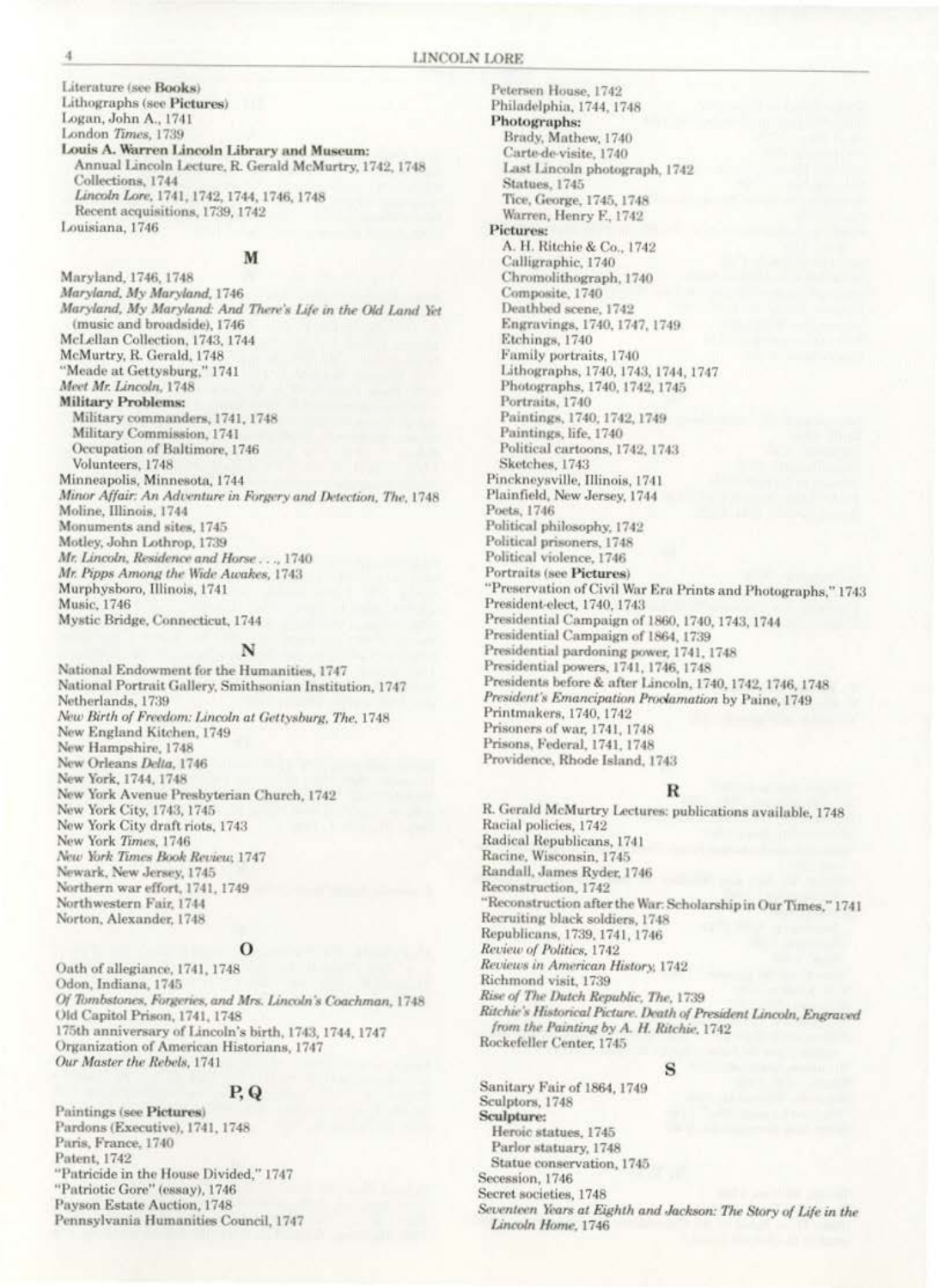Literature (see **Books**)
Lithographs (see **Pictures**)
Logan, John A., 1741
London *Times*, 1739
**Louis A. Warren Lincoln Library and Museum:**
Annual Lincoln Lecture, R. Gerald McMurtry, 1742, 1748
Collections, 1744
*Lincoln Lore*, 1741, 1742, 1744, 1746, 1748
Recent acquisitions, 1739, 1742
Louisiana, 1746

## M

Maryland, 1746, 1748
*Maryland, My Maryland*, 1746
*Maryland, My Maryland: And There's Life in the Old Land Yet* (music and broadside), 1746
McLellan Collection, 1743, 1744
McMurtry, R. Gerald, 1748
"Meade at Gettysburg," 1741
*Meet Mr. Lincoln*, 1748
**Military Problems:**
Military commanders, 1741, 1748
Military Commission, 1741
Occupation of Baltimore, 1746
Volunteers, 1748
Minneapolis, Minnesota, 1744
*Minor Affair: An Adventure in Forgery and Detection, The*, 1748
Moline, Illinois, 1744
Monuments and sites, 1745
Motley, John Lothrop, 1739
*Mr. Lincoln, Residence and Horse . . .*, 1740
*Mr. Pipps Among the Wide Awakes*, 1743
Murphysboro, Illinois, 1741
Music, 1746
Mystic Bridge, Connecticut, 1744

## N

National Endowment for the Humanities, 1747
National Portrait Gallery, Smithsonian Institution, 1747
Netherlands, 1739
*New Birth of Freedom: Lincoln at Gettysburg, The*, 1748
New England Kitchen, 1749
New Hampshire, 1748
New Orleans *Delta*, 1746
New York, 1744, 1748
New York Avenue Presbyterian Church, 1742
New York City, 1743, 1745
New York City draft riots, 1743
New York *Times*, 1746
*New York Times Book Review*, 1747
Newark, New Jersey, 1745
Northern war effort, 1741, 1749
Northwestern Fair, 1744
Norton, Alexander, 1748

## O

Oath of allegiance, 1741, 1748
Odon, Indiana, 1745
*Of Tombstones, Forgeries, and Mrs. Lincoln's Coachman*, 1748
Old Capitol Prison, 1741, 1748
175th anniversary of Lincoln's birth, 1743, 1744, 1747
Organization of American Historians, 1747
*Our Master the Rebels*, 1741

## P, Q

Paintings (see **Pictures**)
Pardons (Executive), 1741, 1748
Paris, France, 1740
Patent, 1742
"Patricide in the House Divided," 1747
"Patriotic Gore" (essay), 1746
Payson Estate Auction, 1748
Pennsylvania Humanities Council, 1747
Petersen House, 1742
Philadelphia, 1744, 1748
**Photographs:**
Brady, Mathew, 1740
Carte-de-visite, 1740
Last Lincoln photograph, 1742
Statues, 1745
Tice, George, 1745, 1748
Warren, Henry F., 1742
**Pictures:**
A. H. Ritchie & Co., 1742
Calligraphic, 1740
Chromolithograph, 1740
Composite, 1740
Deathbed scene, 1742
Engravings, 1740, 1747, 1749
Etchings, 1740
Family portraits, 1740
Lithographs, 1740, 1743, 1744, 1747
Photographs, 1740, 1742, 1745
Portraits, 1740
Paintings, 1740, 1742, 1749
Paintings, life, 1740
Political cartoons, 1742, 1743
Sketches, 1743
Pinckneysville, Illinois, 1741
Plainfield, New Jersey, 1744
Poets, 1746
Political philosophy, 1742
Political prisoners, 1748
Political violence, 1746
Portraits (see **Pictures**)
"Preservation of Civil War Era Prints and Photographs," 1743
President-elect, 1740, 1743
Presidential Campaign of 1860, 1740, 1743, 1744
Presidential Campaign of 1864, 1739
Presidential pardoning power, 1741, 1748
Presidential powers, 1741, 1746, 1748
Presidents before & after Lincoln, 1740, 1742, 1746, 1748
*President's Emancipation Proclamation* by Paine, 1749
Printmakers, 1740, 1742
Prisoners of war, 1741, 1748
Prisons, Federal, 1741, 1748
Providence, Rhode Island, 1743

## R

R. Gerald McMurtry Lectures: publications available, 1748
Racial policies, 1742
Radical Republicans, 1741
Racine, Wisconsin, 1745
Randall, James Ryder, 1746
Reconstruction, 1742
"Reconstruction after the War: Scholarship in Our Times," 1741
Recruiting black soldiers, 1748
Republicans, 1739, 1741, 1746
*Review of Politics*, 1742
*Reviews in American History*, 1742
Richmond visit, 1739
*Rise of The Dutch Republic, The*, 1739
*Ritchie's Historical Picture. Death of President Lincoln, Engraved from the Painting by A. H. Ritchie*, 1742
Rockefeller Center, 1745

## S

Sanitary Fair of 1864, 1749
Sculptors, 1748
**Sculpture:**
Heroic statues, 1745
Parlor statuary, 1748
Statue conservation, 1745
Secession, 1746
Secret societies, 1748
*Seventeen Years at Eighth and Jackson: The Story of Life in the Lincoln Home*, 1746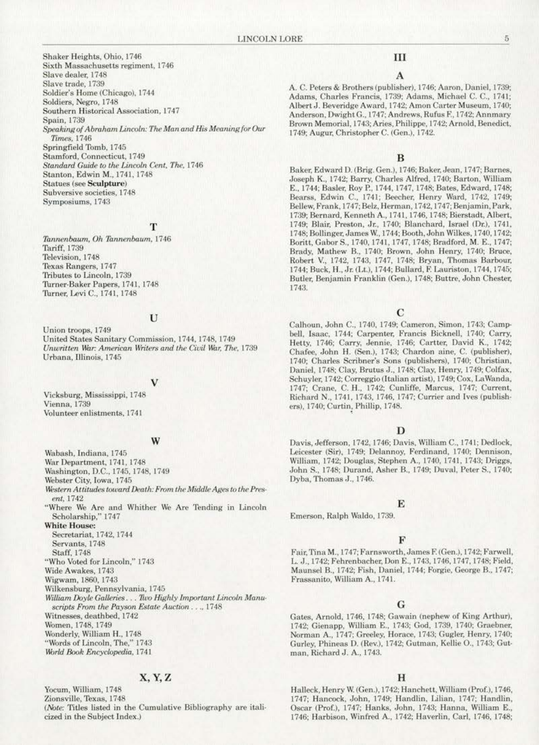Shaker Heights, Ohio, 1746
Sixth Massachusetts regiment, 1746
Slave dealer, 1748
Slave trade, 1739
Soldier's Home (Chicago), 1744
Soldiers, Negro, 1748
Southern Historical Association, 1747
Spain, 1739
*Speaking of Abraham Lincoln: The Man and His Meaning for Our Times*, 1746
Springfield Tomb, 1745
Stamford, Connecticut, 1749
*Standard Guide to the Lincoln Cent, The*, 1746
Stanton, Edwin M., 1741, 1748
Statues (see **Sculpture**)
Subversive societies, 1748
Symposiums, 1743

## T

*Tannenbaum, Oh Tannenbaum*, 1746
Tariff, 1739
Television, 1748
Texas Rangers, 1747
Tributes to Lincoln, 1739
Turner-Baker Papers, 1741, 1748
Turner, Levi C., 1741, 1748

## U

Union troops, 1749
United States Sanitary Commission, 1744, 1748, 1749
*Unwritten War: American Writers and the Civil War, The*, 1739
Urbana, Illinois, 1745

## V

Vicksburg, Mississippi, 1748
Vienna, 1739
Volunteer enlistments, 1741

## W

Wabash, Indiana, 1745
War Department, 1741, 1748
Washington, D.C., 1745, 1748, 1749
Webster City, Iowa, 1745
*Western Attitudes toward Death: From the Middle Ages to the Present*, 1742
"Where We Are and Whither We Are Tending in Lincoln Scholarship," 1747
**White House:**
Secretariat, 1742, 1744
Servants, 1748
Staff, 1748
"Who Voted for Lincoln," 1743
Wide Awakes, 1743
Wigwam, 1860, 1743
Wilkensburg, Pennsylvania, 1745
*William Doyle Galleries . . . Two Highly Important Lincoln Manuscripts From the Payson Estate Auction . . .*, 1748
Witnesses, deathbed, 1742
Women, 1748, 1749
Wonderly, William H., 1748
"Words of Lincoln, The," 1743
*World Book Encyclopedia*, 1741

## X, Y, Z

Yocum, William, 1748
Zionsville, Texas, 1748
(*Note*: Titles listed in the Cumulative Bibliography are italicized in the Subject Index.)

# III

## A

A. C. Peters & Brothers (publisher), 1746; Aaron, Daniel, 1739; Adams, Charles Francis, 1739; Adams, Michael C. C., 1741; Albert J. Beveridge Award, 1742; Amon Carter Museum, 1740; Anderson, Dwight G., 1747; Andrews, Rufus F., 1742; Annmary Brown Memorial, 1743; Aries, Philippe, 1742; Arnold, Benedict, 1749; Augur, Christopher C. (Gen.), 1742.

## B

Baker, Edward D. (Brig. Gen.), 1746; Baker, Jean, 1747; Barnes, Joseph K., 1742; Barry, Charles Alfred, 1740; Barton, William E., 1744; Basler, Roy P., 1744, 1747, 1748; Bates, Edward, 1748; Bearss, Edwin C., 1741; Beecher, Henry Ward, 1742, 1749; Bellew, Frank, 1747; Belz, Herman, 1742, 1747; Benjamin, Park, 1739; Bernard, Kenneth A., 1741, 1746, 1748; Bierstadt, Albert, 1749; Blair, Preston, Jr., 1740; Blanchard, Israel (Dr.), 1741, 1748; Bollinger, James W., 1744; Booth, John Wilkes, 1740, 1742; Boritt, Gabor S., 1740, 1741, 1747, 1748; Bradford, M. E., 1747; Brady, Mathew B., 1740; Brown, John Henry, 1740; Bruce, Robert V., 1742, 1743, 1747, 1748; Bryan, Thomas Barbour, 1744; Buck, H., Jr. (Lt.), 1744; Bullard, F. Lauriston, 1744, 1745; Butler, Benjamin Franklin (Gen.), 1748; Buttre, John Chester, 1743.

## C

Calhoun, John C., 1740, 1749; Cameron, Simon, 1743; Campbell, Isaac, 1744; Carpenter, Francis Bicknell, 1740; Carry, Hetty, 1746; Carry, Jennie, 1746; Cartter, David K., 1742; Chafee, John H. (Sen.), 1743; Chardon aine, C. (publisher), 1740; Charles Scribner's Sons (publishers), 1740; Christian, Daniel, 1748; Clay, Brutus J., 1748; Clay, Henry, 1749; Colfax, Schuyler, 1742; Correggio (Italian artist), 1749; Cox, LaWanda, 1747; Crane, C. H., 1742; Cunliffe, Marcus, 1747; Current, Richard N., 1741, 1743, 1746, 1747; Currier and Ives (publishers), 1740; Curtin, Phillip, 1748.

## D

Davis, Jefferson, 1742, 1746; Davis, William C., 1741; Dedlock, Leicester (Sir), 1749; Delannoy, Ferdinand, 1740; Dennison, William, 1742; Douglas, Stephen A., 1740, 1741, 1743; Driggs, John S., 1748; Durand, Asher B., 1749; Duval, Peter S., 1740; Dyba, Thomas J., 1746.

## E

Emerson, Ralph Waldo, 1739.

## F

Fair, Tina M., 1747; Farnsworth, James F. (Gen.), 1742; Farwell, L. J., 1742; Fehrenbacher, Don E., 1743, 1746, 1747, 1748; Field, Maunsel B., 1742; Fish, Daniel, 1744; Forgie, George B., 1747; Frassanito, William A., 1741.

## G

Gates, Arnold, 1746, 1748; Gawain (nephew of King Arthur), 1742; Gienapp, William E., 1743; God, 1739, 1740; Graebner, Norman A., 1747; Greeley, Horace, 1743; Gugler, Henry, 1740; Gurley, Phineas D. (Rev.), 1742; Gutman, Kellie O., 1743; Gutman, Richard J. A., 1743.

## H

Halleck, Henry W. (Gen.), 1742; Hanchett, William (Prof.), 1746, 1747; Hancock, John, 1749; Handlin, Lilian, 1747; Handlin, Oscar (Prof.), 1747; Hanks, John, 1743; Hanna, William E., 1746; Harbison, Winfred A., 1742; Haverlin, Carl, 1746, 1748;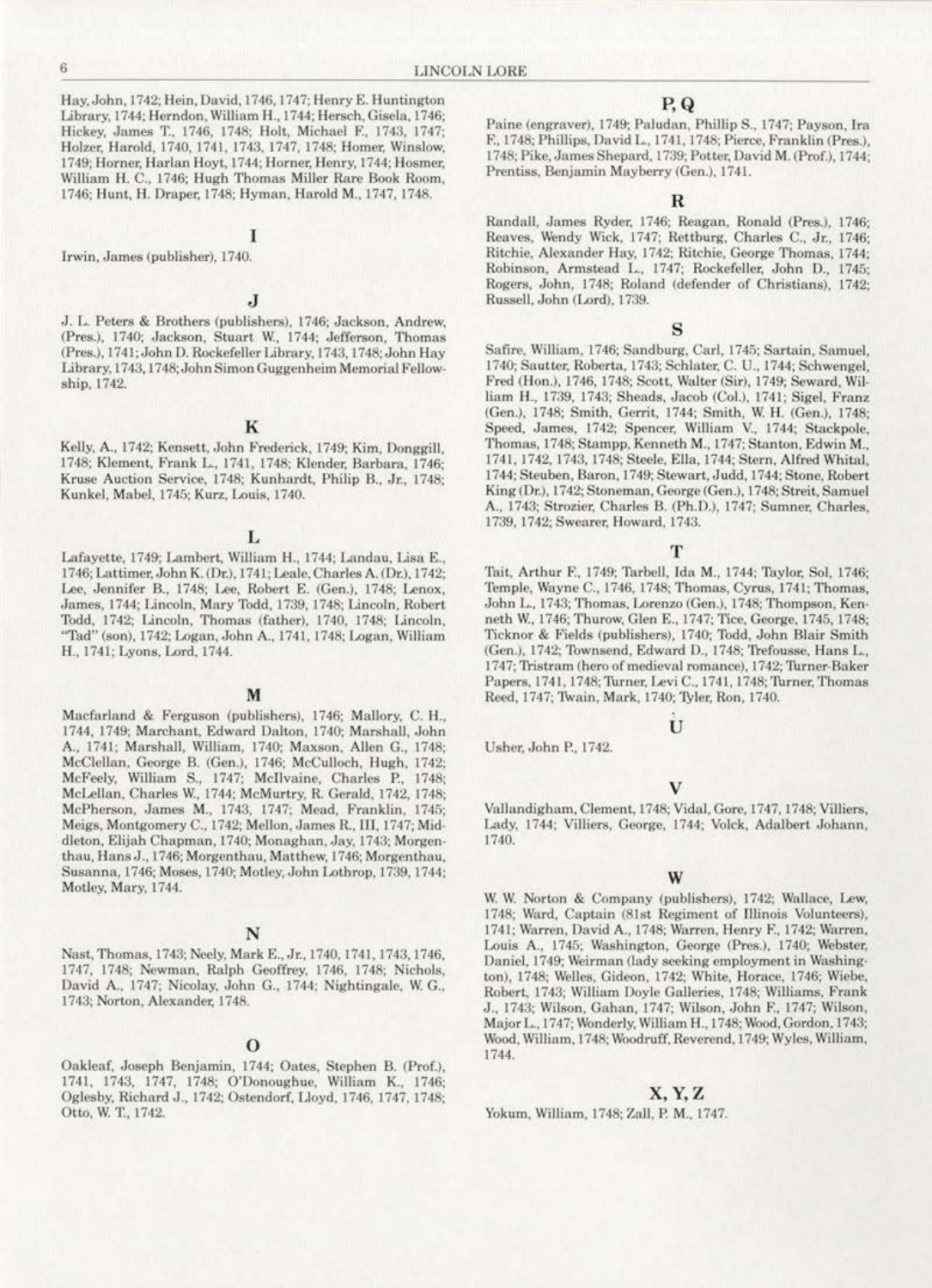Hay, John, 1742; Hein, David, 1746, 1747; Henry E. Huntington Library, 1744; Herndon, William H., 1744; Hersch, Gisela, 1746; Hickey, James T., 1746, 1748; Holt, Michael F., 1743, 1747; Holzer, Harold, 1740, 1741, 1743, 1747, 1748; Homer, Winslow, 1749; Horner, Harlan Hoyt, 1744; Horner, Henry, 1744; Hosmer, William H. C., 1746; Hugh Thomas Miller Rare Book Room, 1746; Hunt, H. Draper, 1748; Hyman, Harold M., 1747, 1748.

## I

Irwin, James (publisher), 1740.

## J

J. L. Peters & Brothers (publishers), 1746; Jackson, Andrew, (Pres.), 1740; Jackson, Stuart W., 1744; Jefferson, Thomas (Pres.), 1741; John D. Rockefeller Library, 1743, 1748; John Hay Library, 1743, 1748; John Simon Guggenheim Memorial Fellowship, 1742.

## K

Kelly, A., 1742; Kensett, John Frederick, 1749; Kim, Donggill, 1748; Klement, Frank L., 1741, 1748; Klender, Barbara, 1746; Kruse Auction Service, 1748; Kunhardt, Philip B., Jr., 1748; Kunkel, Mabel, 1745; Kurz, Louis, 1740.

## L

Lafayette, 1749; Lambert, William H., 1744; Landau, Lisa E., 1746; Lattimer, John K. (Dr.), 1741; Leale, Charles A. (Dr.), 1742; Lee, Jennifer B., 1748; Lee, Robert E. (Gen.), 1748; Lenox, James, 1744; Lincoln, Mary Todd, 1739, 1748; Lincoln, Robert Todd, 1742; Lincoln, Thomas (father), 1740, 1748; Lincoln, "Tad" (son), 1742; Logan, John A., 1741, 1748; Logan, William H., 1741; Lyons, Lord, 1744.

## M

Macfarland & Ferguson (publishers), 1746; Mallory, C. H., 1744, 1749; Marchant, Edward Dalton, 1740; Marshall, John A., 1741; Marshall, William, 1740; Maxson, Allen G., 1748; McClellan, George B. (Gen.), 1746; McCulloch, Hugh, 1742; McFeely, William S., 1747; McIlvaine, Charles P., 1748; McLellan, Charles W., 1744; McMurtry, R. Gerald, 1742, 1748; McPherson, James M., 1743, 1747; Mead, Franklin, 1745; Meigs, Montgomery C., 1742; Mellon, James R., III, 1747; Middleton, Elijah Chapman, 1740; Monaghan, Jay, 1743; Morgenthau, Hans J., 1746; Morgenthau, Matthew, 1746; Morgenthau, Susanna, 1746; Moses, 1740; Motley, John Lothrop, 1739, 1744; Motley, Mary, 1744.

## N

Nast, Thomas, 1743; Neely, Mark E., Jr., 1740, 1741, 1743, 1746, 1747, 1748; Newman, Ralph Geoffrey, 1746, 1748; Nichols, David A., 1747; Nicolay, John G., 1744; Nightingale, W. G., 1743; Norton, Alexander, 1748.

## O

Oakleaf, Joseph Benjamin, 1744; Oates, Stephen B. (Prof.), 1741, 1743, 1747, 1748; O'Donoughue, William K., 1746; Oglesby, Richard J., 1742; Ostendorf, Lloyd, 1746, 1747, 1748; Otto, W. T., 1742.

## P, Q

Paine (engraver), 1749; Paludan, Phillip S., 1747; Payson, Ira F., 1748; Phillips, David L., 1741, 1748; Pierce, Franklin (Pres.), 1748; Pike, James Shepard, 1739; Potter, David M. (Prof.), 1744; Prentiss, Benjamin Mayberry (Gen.), 1741.

## R

Randall, James Ryder, 1746; Reagan, Ronald (Pres.), 1746; Reaves, Wendy Wick, 1747; Rettburg, Charles C., Jr., 1746; Ritchie, Alexander Hay, 1742; Ritchie, George Thomas, 1744; Robinson, Armstead L., 1747; Rockefeller, John D., 1745; Rogers, John, 1748; Roland (defender of Christians), 1742; Russell, John (Lord), 1739.

## S

Safire, William, 1746; Sandburg, Carl, 1745; Sartain, Samuel, 1740; Sautter, Roberta, 1743; Schlater, C. U., 1744; Schwengel, Fred (Hon.), 1746, 1748; Scott, Walter (Sir), 1749; Seward, William H., 1739, 1743; Sheads, Jacob (Col.), 1741; Sigel, Franz (Gen.), 1748; Smith, Gerrit, 1744; Smith, W. H. (Gen.), 1748; Speed, James, 1742; Spencer, William V., 1744; Stackpole, Thomas, 1748; Stampp, Kenneth M., 1747; Stanton, Edwin M., 1741, 1742, 1743, 1748; Steele, Ella, 1744; Stern, Alfred Whital, 1744; Steuben, Baron, 1749; Stewart, Judd, 1744; Stone, Robert King (Dr.), 1742; Stoneman, George (Gen.), 1748; Streit, Samuel A., 1743; Strozier, Charles B. (Ph.D.), 1747; Sumner, Charles, 1739, 1742; Swearer, Howard, 1743.

## T

Tait, Arthur F., 1749; Tarbell, Ida M., 1744; Taylor, Sol, 1746; Temple, Wayne C., 1746, 1748; Thomas, Cyrus, 1741; Thomas, John L., 1743; Thomas, Lorenzo (Gen.), 1748; Thompson, Kenneth W., 1746; Thurow, Glen E., 1747; Tice, George, 1745, 1748; Ticknor & Fields (publishers), 1740; Todd, John Blair Smith (Gen.), 1742; Townsend, Edward D., 1748; Trefousse, Hans L., 1747; Tristram (hero of medieval romance), 1742; Turner-Baker Papers, 1741, 1748; Turner, Levi C., 1741, 1748; Turner, Thomas Reed, 1747; Twain, Mark, 1740; Tyler, Ron, 1740.

## U

Usher, John P., 1742.

## V

Vallandigham, Clement, 1748; Vidal, Gore, 1747, 1748; Villiers, Lady, 1744; Villiers, George, 1744; Volck, Adalbert Johann, 1740.

## W

W. W. Norton & Company (publishers), 1742; Wallace, Lew, 1748; Ward, Captain (81st Regiment of Illinois Volunteers), 1741; Warren, David A., 1748; Warren, Henry F., 1742; Warren, Louis A., 1745; Washington, George (Pres.), 1740; Webster, Daniel, 1749; Weirman (lady seeking employment in Washington), 1748; Welles, Gideon, 1742; White, Horace, 1746; Wiebe, Robert, 1743; William Doyle Galleries, 1748; Williams, Frank J., 1743; Wilson, Gahan, 1747; Wilson, John F., 1747; Wilson, Major L., 1747; Wonderly, William H., 1748; Wood, Gordon, 1743; Wood, William, 1748; Woodruff, Reverend, 1749; Wyles, William, 1744.

## X, Y, Z

Yokum, William, 1748; Zall, P. M., 1747.